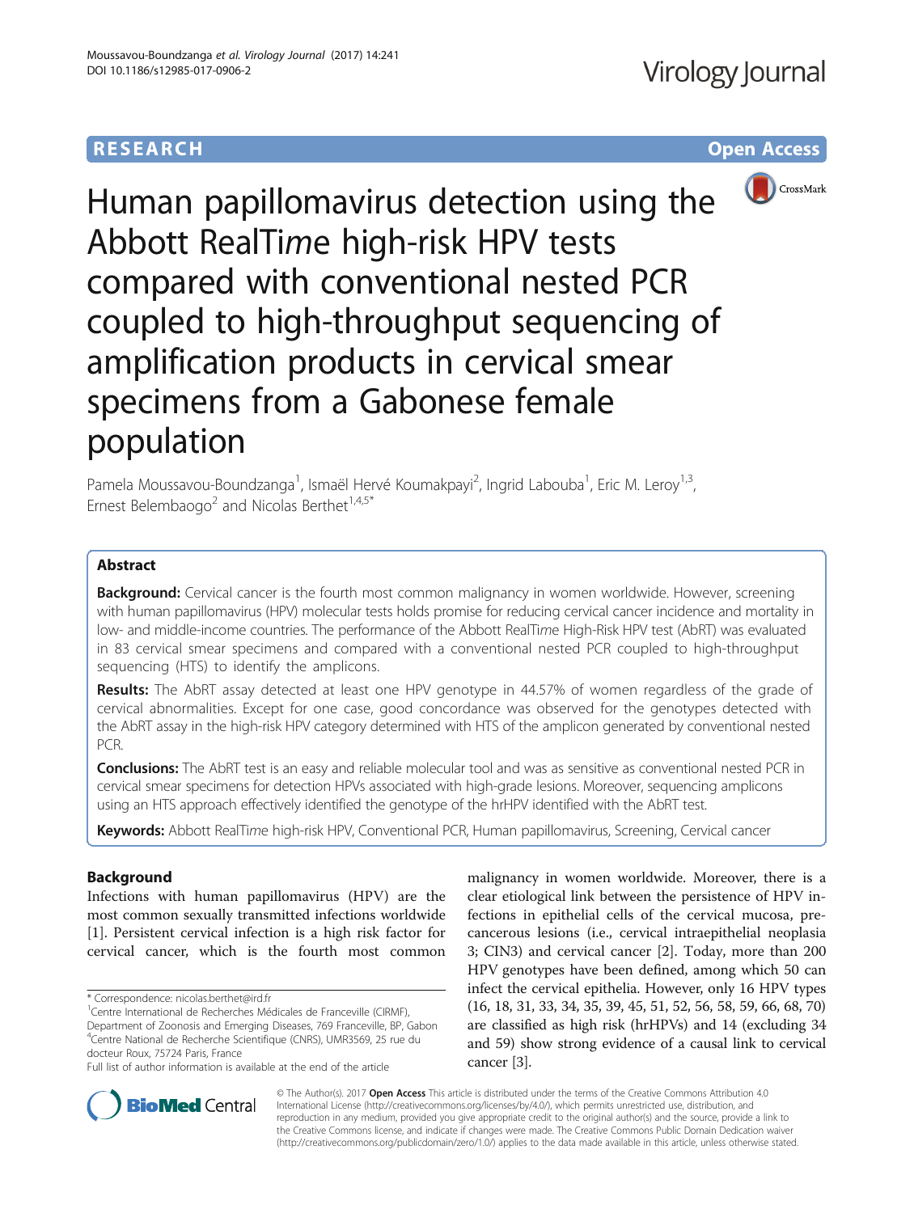RESEARCH | Open Access

# Human papillomavirus detection using the Abbott RealTi*me* high-risk HPV tests compared with conventional nested PCR coupled to high-throughput sequencing of amplification products in cervical smear specimens from a Gabonese female population

Pamela Moussavou-Boundzanga[1], Ismaël Hervé Koumakpayi[2], Ingrid Labouba[1], Eric M. Leroy[1,3], Ernest Belembaogo[2] and Nicolas Berthet[1,4,5*]

## Abstract

**Background:** Cervical cancer is the fourth most common malignancy in women worldwide. However, screening with human papillomavirus (HPV) molecular tests holds promise for reducing cervical cancer incidence and mortality in low- and middle-income countries. The performance of the Abbott RealTi*me* High-Risk HPV test (AbRT) was evaluated in 83 cervical smear specimens and compared with a conventional nested PCR coupled to high-throughput sequencing (HTS) to identify the amplicons.

**Results:** The AbRT assay detected at least one HPV genotype in 44.57% of women regardless of the grade of cervical abnormalities. Except for one case, good concordance was observed for the genotypes detected with the AbRT assay in the high-risk HPV category determined with HTS of the amplicon generated by conventional nested PCR.

**Conclusions:** The AbRT test is an easy and reliable molecular tool and was as sensitive as conventional nested PCR in cervical smear specimens for detection HPVs associated with high-grade lesions. Moreover, sequencing amplicons using an HTS approach effectively identified the genotype of the hrHPV identified with the AbRT test.

**Keywords:** Abbott RealTi*me* high-risk HPV, Conventional PCR, Human papillomavirus, Screening, Cervical cancer

## Background

Infections with human papillomavirus (HPV) are the most common sexually transmitted infections worldwide [1]. Persistent cervical infection is a high risk factor for cervical cancer, which is the fourth most common malignancy in women worldwide. Moreover, there is a clear etiological link between the persistence of HPV infections in epithelial cells of the cervical mucosa, precancerous lesions (i.e., cervical intraepithelial neoplasia 3; CIN3) and cervical cancer [2]. Today, more than 200 HPV genotypes have been defined, among which 50 can infect the cervical epithelia. However, only 16 HPV types (16, 18, 31, 33, 34, 35, 39, 45, 51, 52, 56, 58, 59, 66, 68, 70) are classified as high risk (hrHPVs) and 14 (excluding 34 and 59) show strong evidence of a causal link to cervical cancer [3].

\* Correspondence: nicolas.berthet@ird.fr

[1]Centre International de Recherches Médicales de Franceville (CIRMF), Department of Zoonosis and Emerging Diseases, 769 Franceville, BP, Gabon

[4]Centre National de Recherche Scientifique (CNRS), UMR3569, 25 rue du docteur Roux, 75724 Paris, France

Full list of author information is available at the end of the article

© The Author(s). 2017 **Open Access** This article is distributed under the terms of the Creative Commons Attribution 4.0 International License (http://creativecommons.org/licenses/by/4.0/), which permits unrestricted use, distribution, and reproduction in any medium, provided you give appropriate credit to the original author(s) and the source, provide a link to the Creative Commons license, and indicate if changes were made. The Creative Commons Public Domain Dedication waiver (http://creativecommons.org/publicdomain/zero/1.0/) applies to the data made available in this article, unless otherwise stated.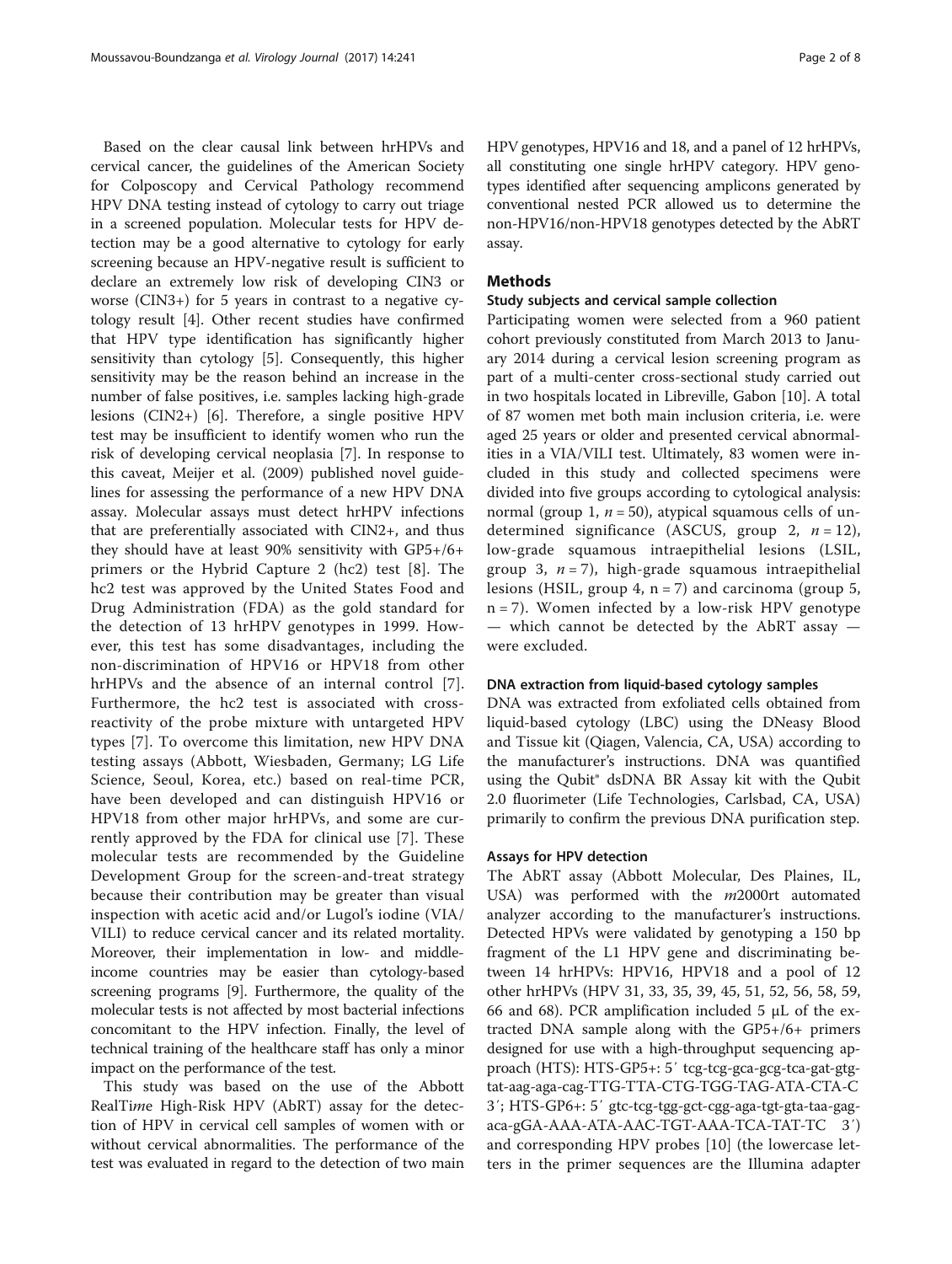Based on the clear causal link between hrHPVs and cervical cancer, the guidelines of the American Society for Colposcopy and Cervical Pathology recommend HPV DNA testing instead of cytology to carry out triage in a screened population. Molecular tests for HPV detection may be a good alternative to cytology for early screening because an HPV-negative result is sufficient to declare an extremely low risk of developing CIN3 or worse (CIN3+) for 5 years in contrast to a negative cytology result [4]. Other recent studies have confirmed that HPV type identification has significantly higher sensitivity than cytology [5]. Consequently, this higher sensitivity may be the reason behind an increase in the number of false positives, i.e. samples lacking high-grade lesions (CIN2+) [6]. Therefore, a single positive HPV test may be insufficient to identify women who run the risk of developing cervical neoplasia [7]. In response to this caveat, Meijer et al. (2009) published novel guidelines for assessing the performance of a new HPV DNA assay. Molecular assays must detect hrHPV infections that are preferentially associated with CIN2+, and thus they should have at least 90% sensitivity with GP5+/6+ primers or the Hybrid Capture 2 (hc2) test [8]. The hc2 test was approved by the United States Food and Drug Administration (FDA) as the gold standard for the detection of 13 hrHPV genotypes in 1999. However, this test has some disadvantages, including the non-discrimination of HPV16 or HPV18 from other hrHPVs and the absence of an internal control [7]. Furthermore, the hc2 test is associated with cross-reactivity of the probe mixture with untargeted HPV types [7]. To overcome this limitation, new HPV DNA testing assays (Abbott, Wiesbaden, Germany; LG Life Science, Seoul, Korea, etc.) based on real-time PCR, have been developed and can distinguish HPV16 or HPV18 from other major hrHPVs, and some are currently approved by the FDA for clinical use [7]. These molecular tests are recommended by the Guideline Development Group for the screen-and-treat strategy because their contribution may be greater than visual inspection with acetic acid and/or Lugol's iodine (VIA/VILI) to reduce cervical cancer and its related mortality. Moreover, their implementation in low- and middle-income countries may be easier than cytology-based screening programs [9]. Furthermore, the quality of the molecular tests is not affected by most bacterial infections concomitant to the HPV infection. Finally, the level of technical training of the healthcare staff has only a minor impact on the performance of the test.

This study was based on the use of the Abbott RealTi*me* High-Risk HPV (AbRT) assay for the detection of HPV in cervical cell samples of women with or without cervical abnormalities. The performance of the test was evaluated in regard to the detection of two main HPV genotypes, HPV16 and 18, and a panel of 12 hrHPVs, all constituting one single hrHPV category. HPV genotypes identified after sequencing amplicons generated by conventional nested PCR allowed us to determine the non-HPV16/non-HPV18 genotypes detected by the AbRT assay.

## Methods

### Study subjects and cervical sample collection

Participating women were selected from a 960 patient cohort previously constituted from March 2013 to January 2014 during a cervical lesion screening program as part of a multi-center cross-sectional study carried out in two hospitals located in Libreville, Gabon [10]. A total of 87 women met both main inclusion criteria, i.e. were aged 25 years or older and presented cervical abnormalities in a VIA/VILI test. Ultimately, 83 women were included in this study and collected specimens were divided into five groups according to cytological analysis: normal (group 1, $n = 50$), atypical squamous cells of undetermined significance (ASCUS, group 2, $n = 12$), low-grade squamous intraepithelial lesions (LSIL, group 3, $n = 7$), high-grade squamous intraepithelial lesions (HSIL, group 4, $n = 7$) and carcinoma (group 5, $n = 7$). Women infected by a low-risk HPV genotype — which cannot be detected by the AbRT assay — were excluded.

### DNA extraction from liquid-based cytology samples

DNA was extracted from exfoliated cells obtained from liquid-based cytology (LBC) using the DNeasy Blood and Tissue kit (Qiagen, Valencia, CA, USA) according to the manufacturer's instructions. DNA was quantified using the Qubit® dsDNA BR Assay kit with the Qubit 2.0 fluorimeter (Life Technologies, Carlsbad, CA, USA) primarily to confirm the previous DNA purification step.

### Assays for HPV detection

The AbRT assay (Abbott Molecular, Des Plaines, IL, USA) was performed with the *m*2000rt automated analyzer according to the manufacturer's instructions. Detected HPVs were validated by genotyping a 150 bp fragment of the L1 HPV gene and discriminating between 14 hrHPVs: HPV16, HPV18 and a pool of 12 other hrHPVs (HPV 31, 33, 35, 39, 45, 51, 52, 56, 58, 59, 66 and 68). PCR amplification included 5 μL of the extracted DNA sample along with the GP5+/6+ primers designed for use with a high-throughput sequencing approach (HTS): HTS-GP5+: 5′ tcg-tcg-gca-gcg-tca-gat-gtg-tat-aag-aga-cag-TTG-TTA-CTG-TGG-TAG-ATA-CTA-C 3′; HTS-GP6+: 5′ gtc-tcg-tgg-gct-cgg-aga-tgt-gta-taa-gag-aca-gGA-AAA-ATA-AAC-TGT-AAA-TCA-TAT-TC 3′) and corresponding HPV probes [10] (the lowercase letters in the primer sequences are the Illumina adapter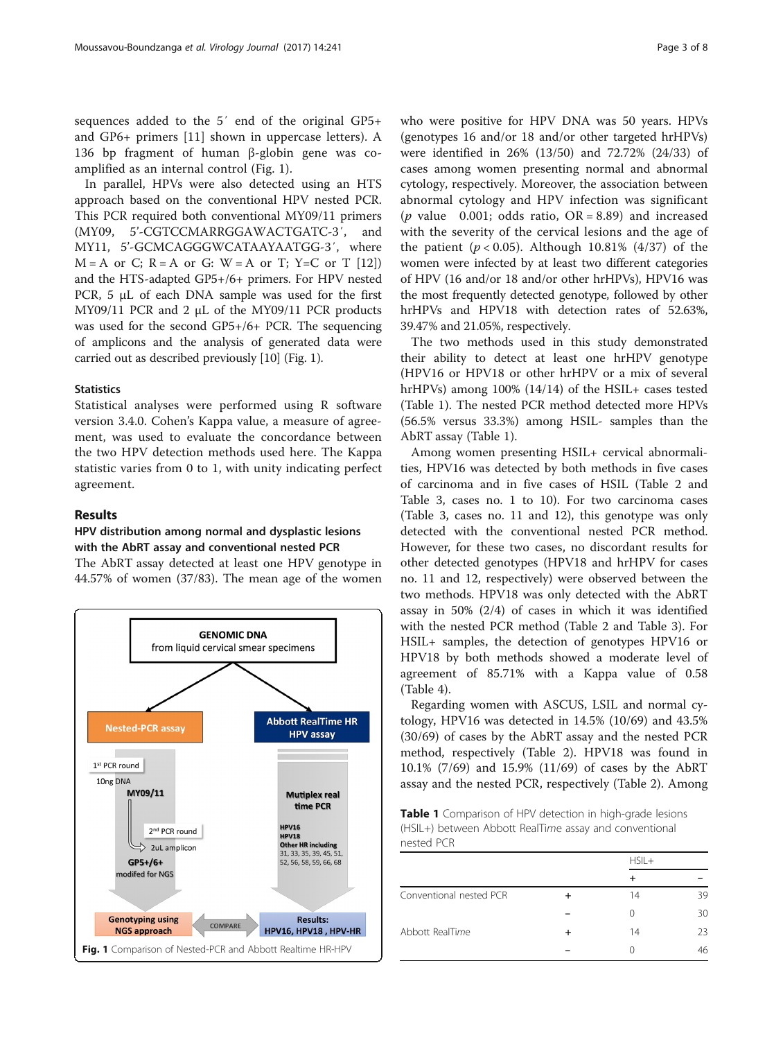sequences added to the 5′ end of the original GP5+ and GP6+ primers [11] shown in uppercase letters). A 136 bp fragment of human β-globin gene was co-amplified as an internal control (Fig. 1).

In parallel, HPVs were also detected using an HTS approach based on the conventional HPV nested PCR. This PCR required both conventional MY09/11 primers (MY09, 5′-CGTCCMARRGGAWACTGATC-3′, and MY11, 5′-GCMCAGGGWCATAAYAATGG-3′, where M = A or C; R = A or G: W = A or T; Y=C or T [12]) and the HTS-adapted GP5+/6+ primers. For HPV nested PCR, 5 μL of each DNA sample was used for the first MY09/11 PCR and 2 μL of the MY09/11 PCR products was used for the second GP5+/6+ PCR. The sequencing of amplicons and the analysis of generated data were carried out as described previously [10] (Fig. 1).

### Statistics

Statistical analyses were performed using R software version 3.4.0. Cohen's Kappa value, a measure of agreement, was used to evaluate the concordance between the two HPV detection methods used here. The Kappa statistic varies from 0 to 1, with unity indicating perfect agreement.

## Results

### HPV distribution among normal and dysplastic lesions with the AbRT assay and conventional nested PCR

The AbRT assay detected at least one HPV genotype in 44.57% of women (37/83). The mean age of the women who were positive for HPV DNA was 50 years. HPVs (genotypes 16 and/or 18 and/or other targeted hrHPVs) were identified in 26% (13/50) and 72.72% (24/33) of cases among women presenting normal and abnormal cytology, respectively. Moreover, the association between abnormal cytology and HPV infection was significant ($p$ value 0.001; odds ratio, OR = 8.89) and increased with the severity of the cervical lesions and the age of the patient ($p < 0.05$). Although 10.81% (4/37) of the women were infected by at least two different categories of HPV (16 and/or 18 and/or other hrHPVs), HPV16 was the most frequently detected genotype, followed by other hrHPVs and HPV18 with detection rates of 52.63%, 39.47% and 21.05%, respectively.

The two methods used in this study demonstrated their ability to detect at least one hrHPV genotype (HPV16 or HPV18 or other hrHPV or a mix of several hrHPVs) among 100% (14/14) of the HSIL+ cases tested (Table 1). The nested PCR method detected more HPVs (56.5% versus 33.3%) among HSIL- samples than the AbRT assay (Table 1).

Among women presenting HSIL+ cervical abnormalities, HPV16 was detected by both methods in five cases of carcinoma and in five cases of HSIL (Table 2 and Table 3, cases no. 1 to 10). For two carcinoma cases (Table 3, cases no. 11 and 12), this genotype was only detected with the conventional nested PCR method. However, for these two cases, no discordant results for other detected genotypes (HPV18 and hrHPV for cases no. 11 and 12, respectively) were observed between the two methods. HPV18 was only detected with the AbRT assay in 50% (2/4) of cases in which it was identified with the nested PCR method (Table 2 and Table 3). For HSIL+ samples, the detection of genotypes HPV16 or HPV18 by both methods showed a moderate level of agreement of 85.71% with a Kappa value of 0.58 (Table 4).

Regarding women with ASCUS, LSIL and normal cytology, HPV16 was detected in 14.5% (10/69) and 43.5% (30/69) of cases by the AbRT assay and the nested PCR method, respectively (Table 2). HPV18 was found in 10.1% (7/69) and 15.9% (11/69) of cases by the AbRT assay and the nested PCR, respectively (Table 2). Among

**Fig. 1** Comparison of Nested-PCR and Abbott Realtime HR-HPV

**Table 1** Comparison of HPV detection in high-grade lesions (HSIL+) between Abbott RealTime assay and conventional nested PCR

| | | HSIL+ | |
|---|---|---|---|
| | | + | – |
| Conventional nested PCR | + | 14 | 39 |
| | – | 0 | 30 |
| Abbott RealTime | + | 14 | 23 |
| | – | 0 | 46 |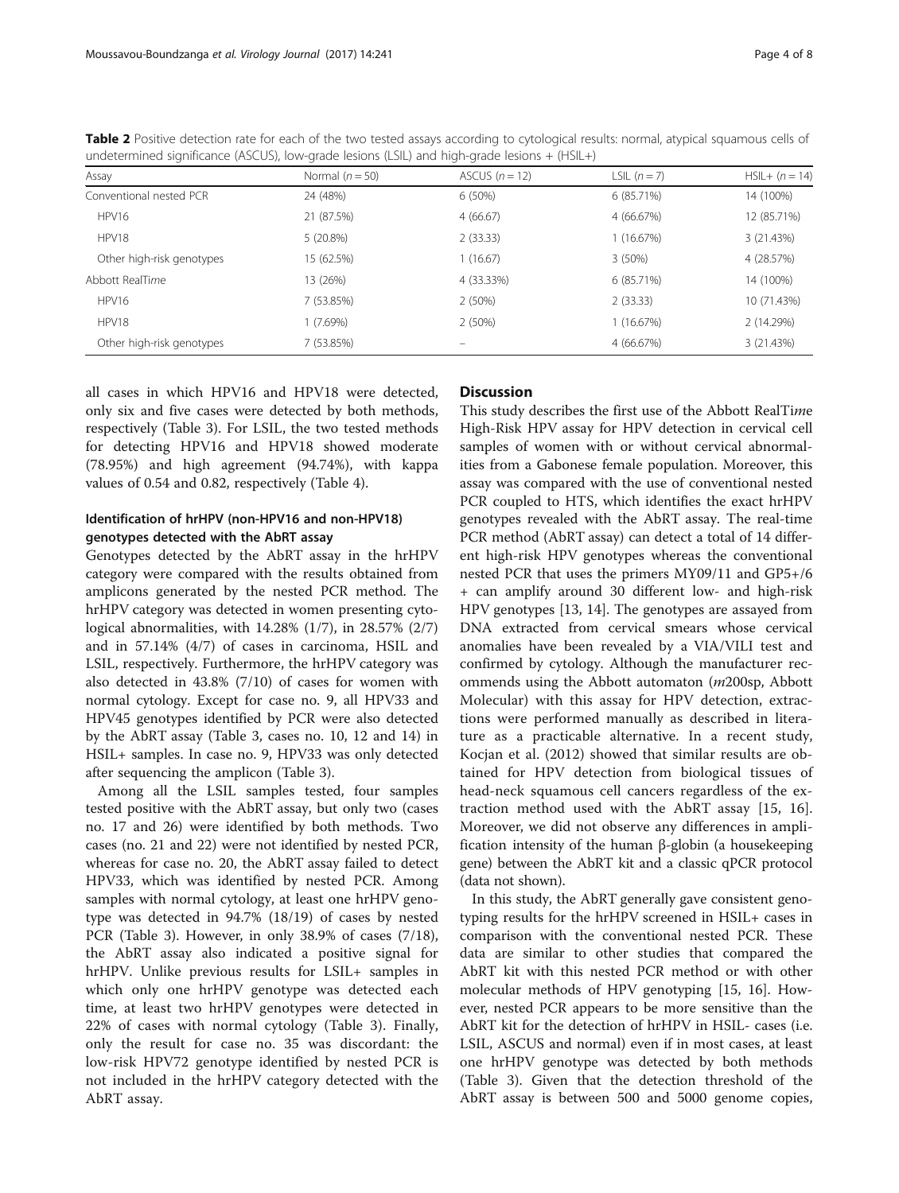**Table 2** Positive detection rate for each of the two tested assays according to cytological results: normal, atypical squamous cells of undetermined significance (ASCUS), low-grade lesions (LSIL) and high-grade lesions + (HSIL+)

| Assay | Normal ($n = 50$) | ASCUS ($n = 12$) | LSIL ($n = 7$) | HSIL+ ($n = 14$) |
|---|---|---|---|---|
| Conventional nested PCR | 24 (48%) | 6 (50%) | 6 (85.71%) | 14 (100%) |
| HPV16 | 21 (87.5%) | 4 (66.67) | 4 (66.67%) | 12 (85.71%) |
| HPV18 | 5 (20.8%) | 2 (33.33) | 1 (16.67%) | 3 (21.43%) |
| Other high-risk genotypes | 15 (62.5%) | 1 (16.67) | 3 (50%) | 4 (28.57%) |
| Abbott RealT*im*e | 13 (26%) | 4 (33.33%) | 6 (85.71%) | 14 (100%) |
| HPV16 | 7 (53.85%) | 2 (50%) | 2 (33.33) | 10 (71.43%) |
| HPV18 | 1 (7.69%) | 2 (50%) | 1 (16.67%) | 2 (14.29%) |
| Other high-risk genotypes | 7 (53.85%) | – | 4 (66.67%) | 3 (21.43%) |

all cases in which HPV16 and HPV18 were detected, only six and five cases were detected by both methods, respectively (Table 3). For LSIL, the two tested methods for detecting HPV16 and HPV18 showed moderate (78.95%) and high agreement (94.74%), with kappa values of 0.54 and 0.82, respectively (Table 4).

### Identification of hrHPV (non-HPV16 and non-HPV18) genotypes detected with the AbRT assay

Genotypes detected by the AbRT assay in the hrHPV category were compared with the results obtained from amplicons generated by the nested PCR method. The hrHPV category was detected in women presenting cytological abnormalities, with 14.28% (1/7), in 28.57% (2/7) and in 57.14% (4/7) of cases in carcinoma, HSIL and LSIL, respectively. Furthermore, the hrHPV category was also detected in 43.8% (7/10) of cases for women with normal cytology. Except for case no. 9, all HPV33 and HPV45 genotypes identified by PCR were also detected by the AbRT assay (Table 3, cases no. 10, 12 and 14) in HSIL+ samples. In case no. 9, HPV33 was only detected after sequencing the amplicon (Table 3).

Among all the LSIL samples tested, four samples tested positive with the AbRT assay, but only two (cases no. 17 and 26) were identified by both methods. Two cases (no. 21 and 22) were not identified by nested PCR, whereas for case no. 20, the AbRT assay failed to detect HPV33, which was identified by nested PCR. Among samples with normal cytology, at least one hrHPV genotype was detected in 94.7% (18/19) of cases by nested PCR (Table 3). However, in only 38.9% of cases (7/18), the AbRT assay also indicated a positive signal for hrHPV. Unlike previous results for LSIL+ samples in which only one hrHPV genotype was detected each time, at least two hrHPV genotypes were detected in 22% of cases with normal cytology (Table 3). Finally, only the result for case no. 35 was discordant: the low-risk HPV72 genotype identified by nested PCR is not included in the hrHPV category detected with the AbRT assay.

## Discussion

This study describes the first use of the Abbott RealT*im*e High-Risk HPV assay for HPV detection in cervical cell samples of women with or without cervical abnormalities from a Gabonese female population. Moreover, this assay was compared with the use of conventional nested PCR coupled to HTS, which identifies the exact hrHPV genotypes revealed with the AbRT assay. The real-time PCR method (AbRT assay) can detect a total of 14 different high-risk HPV genotypes whereas the conventional nested PCR that uses the primers MY09/11 and GP5+/6+ can amplify around 30 different low- and high-risk HPV genotypes [13, 14]. The genotypes are assayed from DNA extracted from cervical smears whose cervical anomalies have been revealed by a VIA/VILI test and confirmed by cytology. Although the manufacturer recommends using the Abbott automaton (*m*200sp, Abbott Molecular) with this assay for HPV detection, extractions were performed manually as described in literature as a practicable alternative. In a recent study, Kocjan et al. (2012) showed that similar results are obtained for HPV detection from biological tissues of head-neck squamous cell cancers regardless of the extraction method used with the AbRT assay [15, 16]. Moreover, we did not observe any differences in amplification intensity of the human β-globin (a housekeeping gene) between the AbRT kit and a classic qPCR protocol (data not shown).

In this study, the AbRT generally gave consistent genotyping results for the hrHPV screened in HSIL+ cases in comparison with the conventional nested PCR. These data are similar to other studies that compared the AbRT kit with this nested PCR method or with other molecular methods of HPV genotyping [15, 16]. However, nested PCR appears to be more sensitive than the AbRT kit for the detection of hrHPV in HSIL- cases (i.e. LSIL, ASCUS and normal) even if in most cases, at least one hrHPV genotype was detected by both methods (Table 3). Given that the detection threshold of the AbRT assay is between 500 and 5000 genome copies,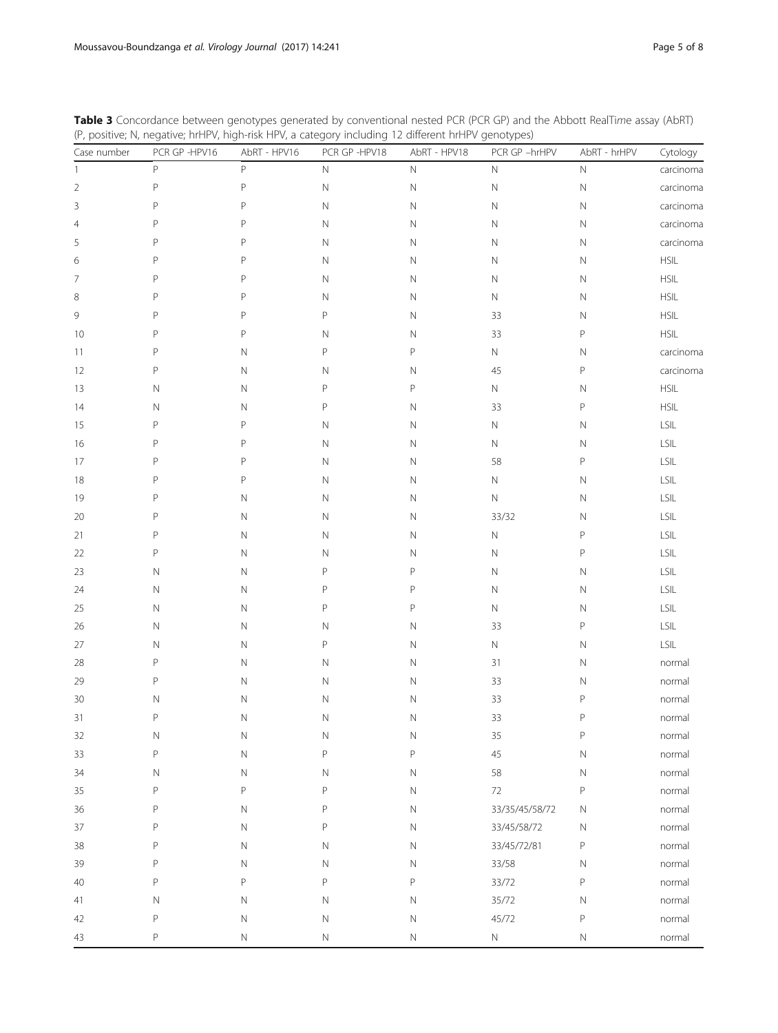**Table 3** Concordance between genotypes generated by conventional nested PCR (PCR GP) and the Abbott RealTi*me* assay (AbRT) (P, positive; N, negative; hrHPV, high-risk HPV, a category including 12 different hrHPV genotypes)

| Case number | PCR GP -HPV16 | AbRT - HPV16 | PCR GP -HPV18 | AbRT - HPV18 | PCR GP –hrHPV | AbRT - hrHPV | Cytology |
|---|---|---|---|---|---|---|---|
| 1 | P | P | N | N | N | N | carcinoma |
| 2 | P | P | N | N | N | N | carcinoma |
| 3 | P | P | N | N | N | N | carcinoma |
| 4 | P | P | N | N | N | N | carcinoma |
| 5 | P | P | N | N | N | N | carcinoma |
| 6 | P | P | N | N | N | N | HSIL |
| 7 | P | P | N | N | N | N | HSIL |
| 8 | P | P | N | N | N | N | HSIL |
| 9 | P | P | P | N | 33 | N | HSIL |
| 10 | P | P | N | N | 33 | P | HSIL |
| 11 | P | N | P | P | N | N | carcinoma |
| 12 | P | N | N | N | 45 | P | carcinoma |
| 13 | N | N | P | P | N | N | HSIL |
| 14 | N | N | P | N | 33 | P | HSIL |
| 15 | P | P | N | N | N | N | LSIL |
| 16 | P | P | N | N | N | N | LSIL |
| 17 | P | P | N | N | 58 | P | LSIL |
| 18 | P | P | N | N | N | N | LSIL |
| 19 | P | N | N | N | N | N | LSIL |
| 20 | P | N | N | N | 33/32 | N | LSIL |
| 21 | P | N | N | N | N | P | LSIL |
| 22 | P | N | N | N | N | P | LSIL |
| 23 | N | N | P | P | N | N | LSIL |
| 24 | N | N | P | P | N | N | LSIL |
| 25 | N | N | P | P | N | N | LSIL |
| 26 | N | N | N | N | 33 | P | LSIL |
| 27 | N | N | P | N | N | N | LSIL |
| 28 | P | N | N | N | 31 | N | normal |
| 29 | P | N | N | N | 33 | N | normal |
| 30 | N | N | N | N | 33 | P | normal |
| 31 | P | N | N | N | 33 | P | normal |
| 32 | N | N | N | N | 35 | P | normal |
| 33 | P | N | P | P | 45 | N | normal |
| 34 | N | N | N | N | 58 | N | normal |
| 35 | P | P | P | N | 72 | P | normal |
| 36 | P | N | P | N | 33/35/45/58/72 | N | normal |
| 37 | P | N | P | N | 33/45/58/72 | N | normal |
| 38 | P | N | N | N | 33/45/72/81 | P | normal |
| 39 | P | N | N | N | 33/58 | N | normal |
| 40 | P | P | P | P | 33/72 | P | normal |
| 41 | N | N | N | N | 35/72 | N | normal |
| 42 | P | N | N | N | 45/72 | P | normal |
| 43 | P | N | N | N | N | N | normal |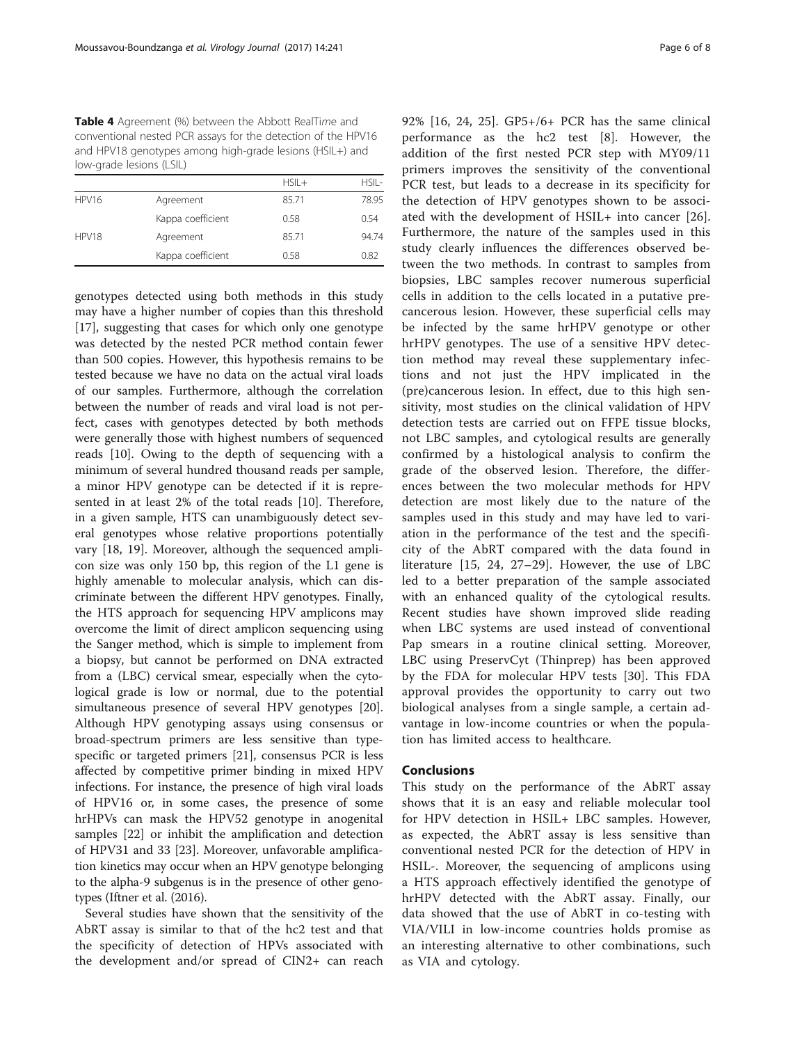**Table 4** Agreement (%) between the Abbott RealTime and conventional nested PCR assays for the detection of the HPV16 and HPV18 genotypes among high-grade lesions (HSIL+) and low-grade lesions (LSIL)

| | | HSIL+ | HSIL- |
|---|---|---|---|
| HPV16 | Agreement | 85.71 | 78.95 |
| | Kappa coefficient | 0.58 | 0.54 |
| HPV18 | Agreement | 85.71 | 94.74 |
| | Kappa coefficient | 0.58 | 0.82 |

genotypes detected using both methods in this study may have a higher number of copies than this threshold [17], suggesting that cases for which only one genotype was detected by the nested PCR method contain fewer than 500 copies. However, this hypothesis remains to be tested because we have no data on the actual viral loads of our samples. Furthermore, although the correlation between the number of reads and viral load is not perfect, cases with genotypes detected by both methods were generally those with highest numbers of sequenced reads [10]. Owing to the depth of sequencing with a minimum of several hundred thousand reads per sample, a minor HPV genotype can be detected if it is represented in at least 2% of the total reads [10]. Therefore, in a given sample, HTS can unambiguously detect several genotypes whose relative proportions potentially vary [18, 19]. Moreover, although the sequenced amplicon size was only 150 bp, this region of the L1 gene is highly amenable to molecular analysis, which can discriminate between the different HPV genotypes. Finally, the HTS approach for sequencing HPV amplicons may overcome the limit of direct amplicon sequencing using the Sanger method, which is simple to implement from a biopsy, but cannot be performed on DNA extracted from a (LBC) cervical smear, especially when the cytological grade is low or normal, due to the potential simultaneous presence of several HPV genotypes [20]. Although HPV genotyping assays using consensus or broad-spectrum primers are less sensitive than type-specific or targeted primers [21], consensus PCR is less affected by competitive primer binding in mixed HPV infections. For instance, the presence of high viral loads of HPV16 or, in some cases, the presence of some hrHPVs can mask the HPV52 genotype in anogenital samples [22] or inhibit the amplification and detection of HPV31 and 33 [23]. Moreover, unfavorable amplification kinetics may occur when an HPV genotype belonging to the alpha-9 subgenus is in the presence of other genotypes (Iftner et al. (2016).

Several studies have shown that the sensitivity of the AbRT assay is similar to that of the hc2 test and that the specificity of detection of HPVs associated with the development and/or spread of CIN2+ can reach 92% [16, 24, 25]. GP5+/6+ PCR has the same clinical performance as the hc2 test [8]. However, the addition of the first nested PCR step with MY09/11 primers improves the sensitivity of the conventional PCR test, but leads to a decrease in its specificity for the detection of HPV genotypes shown to be associated with the development of HSIL+ into cancer [26]. Furthermore, the nature of the samples used in this study clearly influences the differences observed between the two methods. In contrast to samples from biopsies, LBC samples recover numerous superficial cells in addition to the cells located in a putative precancerous lesion. However, these superficial cells may be infected by the same hrHPV genotype or other hrHPV genotypes. The use of a sensitive HPV detection method may reveal these supplementary infections and not just the HPV implicated in the (pre)cancerous lesion. In effect, due to this high sensitivity, most studies on the clinical validation of HPV detection tests are carried out on FFPE tissue blocks, not LBC samples, and cytological results are generally confirmed by a histological analysis to confirm the grade of the observed lesion. Therefore, the differences between the two molecular methods for HPV detection are most likely due to the nature of the samples used in this study and may have led to variation in the performance of the test and the specificity of the AbRT compared with the data found in literature [15, 24, 27–29]. However, the use of LBC led to a better preparation of the sample associated with an enhanced quality of the cytological results. Recent studies have shown improved slide reading when LBC systems are used instead of conventional Pap smears in a routine clinical setting. Moreover, LBC using PreservCyt (Thinprep) has been approved by the FDA for molecular HPV tests [30]. This FDA approval provides the opportunity to carry out two biological analyses from a single sample, a certain advantage in low-income countries or when the population has limited access to healthcare.

## Conclusions

This study on the performance of the AbRT assay shows that it is an easy and reliable molecular tool for HPV detection in HSIL+ LBC samples. However, as expected, the AbRT assay is less sensitive than conventional nested PCR for the detection of HPV in HSIL-. Moreover, the sequencing of amplicons using a HTS approach effectively identified the genotype of hrHPV detected with the AbRT assay. Finally, our data showed that the use of AbRT in co-testing with VIA/VILI in low-income countries holds promise as an interesting alternative to other combinations, such as VIA and cytology.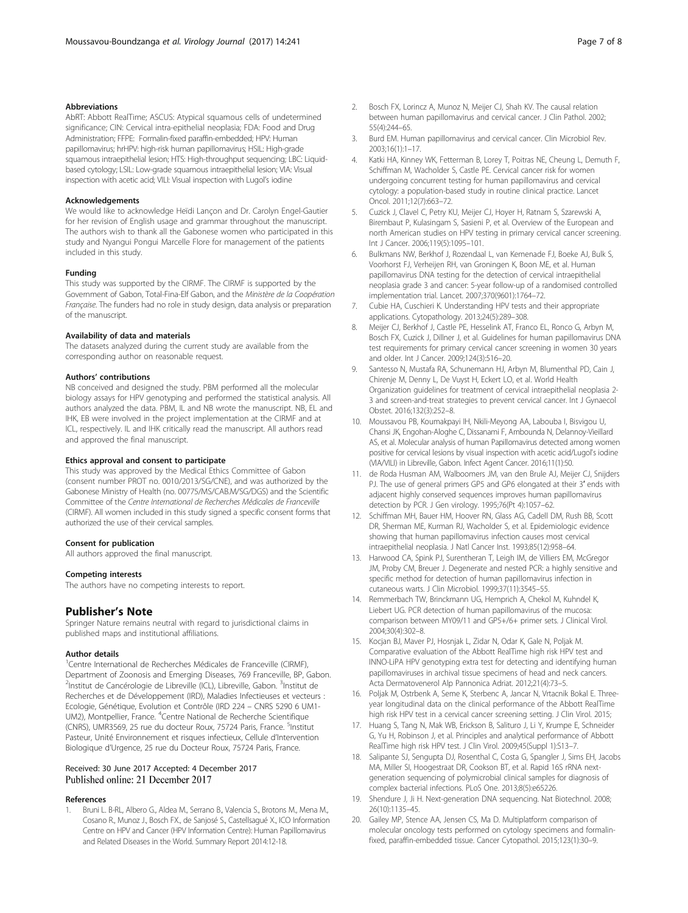#### Abbreviations

AbRT: Abbott RealTime; ASCUS: Atypical squamous cells of undetermined significance; CIN: Cervical intra-epithelial neoplasia; FDA: Food and Drug Administration; FFPE: Formalin-fixed paraffin-embedded; HPV: Human papillomavirus; hrHPV: high-risk human papillomavirus; HSIL: High-grade squamous intraepithelial lesion; HTS: High-throughput sequencing; LBC: Liquid-based cytology; LSIL: Low-grade squamous intraepithelial lesion; VIA: Visual inspection with acetic acid; VILI: Visual inspection with Lugol's iodine

#### Acknowledgements

We would like to acknowledge Heïdi Lançon and Dr. Carolyn Engel-Gautier for her revision of English usage and grammar throughout the manuscript. The authors wish to thank all the Gabonese women who participated in this study and Nyangui Pongui Marcelle Flore for management of the patients included in this study.

#### Funding

This study was supported by the CIRMF. The CIRMF is supported by the Government of Gabon, Total-Fina-Elf Gabon, and the *Ministère de la Coopération Française*. The funders had no role in study design, data analysis or preparation of the manuscript.

#### Availability of data and materials

The datasets analyzed during the current study are available from the corresponding author on reasonable request.

#### Authors' contributions

NB conceived and designed the study. PBM performed all the molecular biology assays for HPV genotyping and performed the statistical analysis. All authors analyzed the data. PBM, IL and NB wrote the manuscript. NB, EL and IHK, EB were involved in the project implementation at the CIRMF and at ICL, respectively. IL and IHK critically read the manuscript. All authors read and approved the final manuscript.

#### Ethics approval and consent to participate

This study was approved by the Medical Ethics Committee of Gabon (consent number PROT no. 0010/2013/SG/CNE), and was authorized by the Gabonese Ministry of Health (no. 00775/MS/CAB.M/SG/DGS) and the Scientific Committee of the *Centre International de Recherches Médicales de Franceville* (CIRMF). All women included in this study signed a specific consent forms that authorized the use of their cervical samples.

#### Consent for publication

All authors approved the final manuscript.

#### Competing interests

The authors have no competing interests to report.

## Publisher's Note

Springer Nature remains neutral with regard to jurisdictional claims in published maps and institutional affiliations.

#### Author details

[1]Centre International de Recherches Médicales de Franceville (CIRMF), Department of Zoonosis and Emerging Diseases, 769 Franceville, BP, Gabon. [2]Institut de Cancérologie de Libreville (ICL), Libreville, Gabon. [3]Institut de Recherches et de Développement (IRD), Maladies Infectieuses et vecteurs : Ecologie, Génétique, Evolution et Contrôle (IRD 224 – CNRS 5290 6 UM1-UM2), Montpellier, France. [4]Centre National de Recherche Scientifique (CNRS), UMR3569, 25 rue du docteur Roux, 75724 Paris, France. [5]Institut Pasteur, Unité Environnement et risques infectieux, Cellule d'Intervention Biologique d'Urgence, 25 rue du Docteur Roux, 75724 Paris, France.

Received: 30 June 2017 Accepted: 4 December 2017
Published online: 21 December 2017

#### References

1. Bruni L. B-RL, Albero G., Aldea M., Serrano B., Valencia S., Brotons M., Mena M., Cosano R., Munoz J., Bosch FX., de Sanjosé S., Castellsagué X., ICO Information Centre on HPV and Cancer (HPV Information Centre): Human Papillomavirus and Related Diseases in the World. Summary Report 2014:12-18.
2. Bosch FX, Lorincz A, Munoz N, Meijer CJ, Shah KV. The causal relation between human papillomavirus and cervical cancer. J Clin Pathol. 2002; 55(4):244–65.
3. Burd EM. Human papillomavirus and cervical cancer. Clin Microbiol Rev. 2003;16(1):1–17.
4. Katki HA, Kinney WK, Fetterman B, Lorey T, Poitras NE, Cheung L, Demuth F, Schiffman M, Wacholder S, Castle PE. Cervical cancer risk for women undergoing concurrent testing for human papillomavirus and cervical cytology: a population-based study in routine clinical practice. Lancet Oncol. 2011;12(7):663–72.
5. Cuzick J, Clavel C, Petry KU, Meijer CJ, Hoyer H, Ratnam S, Szarewski A, Birembaut P, Kulasingam S, Sasieni P, et al. Overview of the European and north American studies on HPV testing in primary cervical cancer screening. Int J Cancer. 2006;119(5):1095–101.
6. Bulkmans NW, Berkhof J, Rozendaal L, van Kemenade FJ, Boeke AJ, Bulk S, Voorhorst FJ, Verheijen RH, van Groningen K, Boon ME, et al. Human papillomavirus DNA testing for the detection of cervical intraepithelial neoplasia grade 3 and cancer: 5-year follow-up of a randomised controlled implementation trial. Lancet. 2007;370(9601):1764–72.
7. Cubie HA, Cuschieri K. Understanding HPV tests and their appropriate applications. Cytopathology. 2013;24(5):289–308.
8. Meijer CJ, Berkhof J, Castle PE, Hesselink AT, Franco EL, Ronco G, Arbyn M, Bosch FX, Cuzick J, Dillner J, et al. Guidelines for human papillomavirus DNA test requirements for primary cervical cancer screening in women 30 years and older. Int J Cancer. 2009;124(3):516–20.
9. Santesso N, Mustafa RA, Schunemann HJ, Arbyn M, Blumenthal PD, Cain J, Chirenje M, Denny L, De Vuyst H, Eckert LO, et al. World Health Organization guidelines for treatment of cervical intraepithelial neoplasia 2-3 and screen-and-treat strategies to prevent cervical cancer. Int J Gynaecol Obstet. 2016;132(3):252–8.
10. Moussavou PB, Koumakpayi IH, Nkili-Meyong AA, Labouba I, Bisvigou U, Chansi JK, Engohan-Aloghe C, Dissanami F, Ambounda N, Delannoy-Vieillard AS, et al. Molecular analysis of human Papillomavirus detected among women positive for cervical lesions by visual inspection with acetic acid/Lugol's iodine (VIA/VILI) in Libreville, Gabon. Infect Agent Cancer. 2016;11(1):50.
11. de Roda Husman AM, Walboomers JM, van den Brule AJ, Meijer CJ, Snijders PJ. The use of general primers GP5 and GP6 elongated at their 3′ ends with adjacent highly conserved sequences improves human papillomavirus detection by PCR. J Gen virology. 1995;76(Pt 4):1057–62.
12. Schiffman MH, Bauer HM, Hoover RN, Glass AG, Cadell DM, Rush BB, Scott DR, Sherman ME, Kurman RJ, Wacholder S, et al. Epidemiologic evidence showing that human papillomavirus infection causes most cervical intraepithelial neoplasia. J Natl Cancer Inst. 1993;85(12):958–64.
13. Harwood CA, Spink PJ, Surentheran T, Leigh IM, de Villiers EM, McGregor JM, Proby CM, Breuer J. Degenerate and nested PCR: a highly sensitive and specific method for detection of human papillomavirus infection in cutaneous warts. J Clin Microbiol. 1999;37(11):3545–55.
14. Remmerbach TW, Brinckmann UG, Hemprich A, Chekol M, Kuhndel K, Liebert UG. PCR detection of human papillomavirus of the mucosa: comparison between MY09/11 and GP5+/6+ primer sets. J Clinical Virol. 2004;30(4):302–8.
15. Kocjan BJ, Maver PJ, Hosnjak L, Zidar N, Odar K, Gale N, Poljak M. Comparative evaluation of the Abbott RealTime high risk HPV test and INNO-LiPA HPV genotyping extra test for detecting and identifying human papillomaviruses in archival tissue specimens of head and neck cancers. Acta Dermatovenerol Alp Pannonica Adriat. 2012;21(4):73–5.
16. Poljak M, Ostrbenk A, Seme K, Sterbenc A, Jancar N, Vrtacnik Bokal E. Three-year longitudinal data on the clinical performance of the Abbott RealTime high risk HPV test in a cervical cancer screening setting. J Clin Virol. 2015;
17. Huang S, Tang N, Mak WB, Erickson B, Salituro J, Li Y, Krumpe E, Schneider G, Yu H, Robinson J, et al. Principles and analytical performance of Abbott RealTime high risk HPV test. J Clin Virol. 2009;45(Suppl 1):S13–7.
18. Salipante SJ, Sengupta DJ, Rosenthal C, Costa G, Spangler J, Sims EH, Jacobs MA, Miller SI, Hoogestraat DR, Cookson BT, et al. Rapid 16S rRNA next-generation sequencing of polymicrobial clinical samples for diagnosis of complex bacterial infections. PLoS One. 2013;8(5):e65226.
19. Shendure J, Ji H. Next-generation DNA sequencing. Nat Biotechnol. 2008; 26(10):1135–45.
20. Gailey MP, Stence AA, Jensen CS, Ma D. Multiplatform comparison of molecular oncology tests performed on cytology specimens and formalin-fixed, paraffin-embedded tissue. Cancer Cytopathol. 2015;123(1):30–9.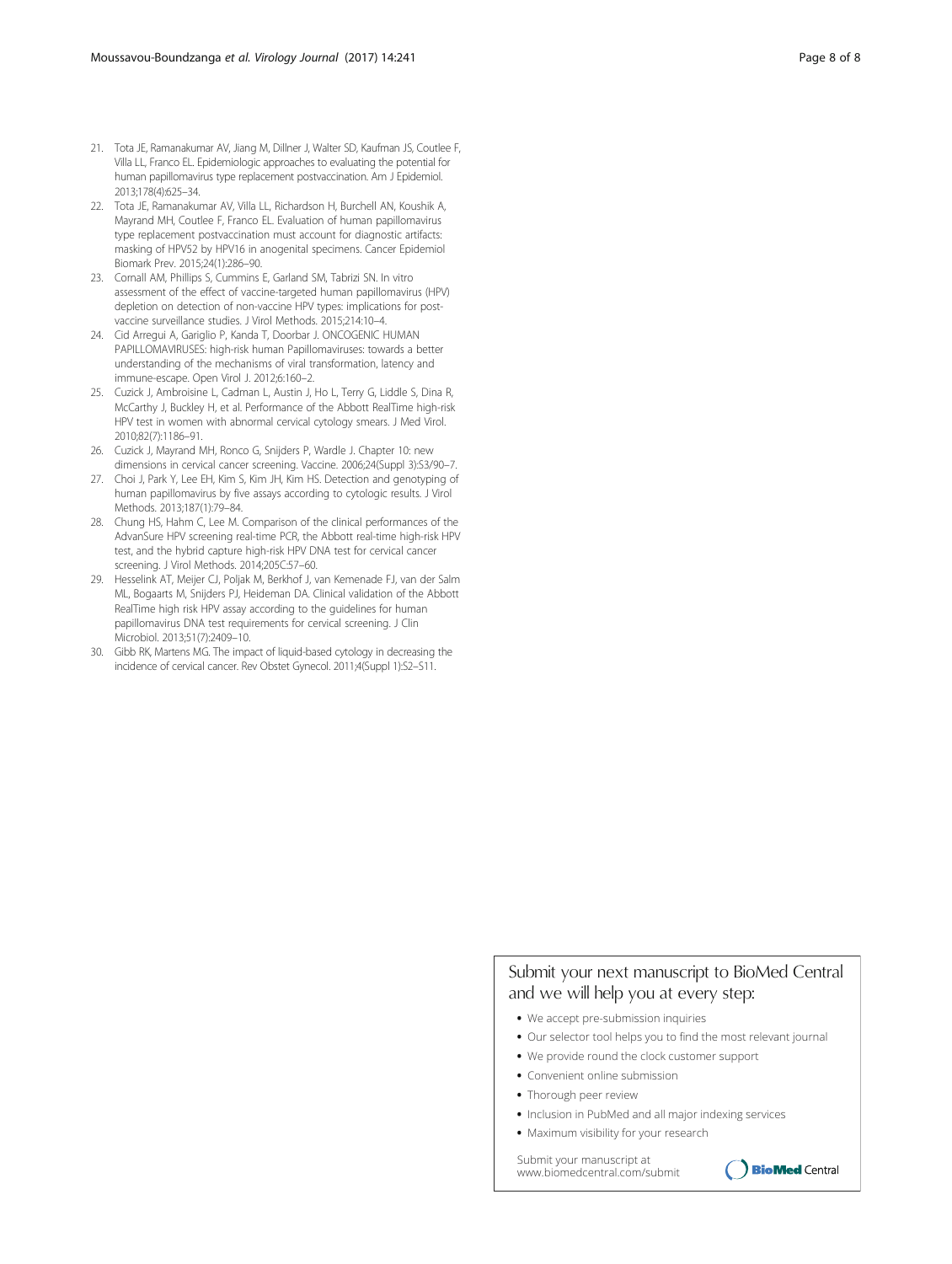21. Tota JE, Ramanakumar AV, Jiang M, Dillner J, Walter SD, Kaufman JS, Coutlee F, Villa LL, Franco EL. Epidemiologic approaches to evaluating the potential for human papillomavirus type replacement postvaccination. Am J Epidemiol. 2013;178(4):625–34.
22. Tota JE, Ramanakumar AV, Villa LL, Richardson H, Burchell AN, Koushik A, Mayrand MH, Coutlee F, Franco EL. Evaluation of human papillomavirus type replacement postvaccination must account for diagnostic artifacts: masking of HPV52 by HPV16 in anogenital specimens. Cancer Epidemiol Biomark Prev. 2015;24(1):286–90.
23. Cornall AM, Phillips S, Cummins E, Garland SM, Tabrizi SN. In vitro assessment of the effect of vaccine-targeted human papillomavirus (HPV) depletion on detection of non-vaccine HPV types: implications for post-vaccine surveillance studies. J Virol Methods. 2015;214:10–4.
24. Cid Arregui A, Gariglio P, Kanda T, Doorbar J. ONCOGENIC HUMAN PAPILLOMAVIRUSES: high-risk human Papillomaviruses: towards a better understanding of the mechanisms of viral transformation, latency and immune-escape. Open Virol J. 2012;6:160–2.
25. Cuzick J, Ambroisine L, Cadman L, Austin J, Ho L, Terry G, Liddle S, Dina R, McCarthy J, Buckley H, et al. Performance of the Abbott RealTime high-risk HPV test in women with abnormal cervical cytology smears. J Med Virol. 2010;82(7):1186–91.
26. Cuzick J, Mayrand MH, Ronco G, Snijders P, Wardle J. Chapter 10: new dimensions in cervical cancer screening. Vaccine. 2006;24(Suppl 3):S3/90–7.
27. Choi J, Park Y, Lee EH, Kim S, Kim JH, Kim HS. Detection and genotyping of human papillomavirus by five assays according to cytologic results. J Virol Methods. 2013;187(1):79–84.
28. Chung HS, Hahm C, Lee M. Comparison of the clinical performances of the AdvanSure HPV screening real-time PCR, the Abbott real-time high-risk HPV test, and the hybrid capture high-risk HPV DNA test for cervical cancer screening. J Virol Methods. 2014;205C:57–60.
29. Hesselink AT, Meijer CJ, Poljak M, Berkhof J, van Kemenade FJ, van der Salm ML, Bogaarts M, Snijders PJ, Heideman DA. Clinical validation of the Abbott RealTime high risk HPV assay according to the guidelines for human papillomavirus DNA test requirements for cervical screening. J Clin Microbiol. 2013;51(7):2409–10.
30. Gibb RK, Martens MG. The impact of liquid-based cytology in decreasing the incidence of cervical cancer. Rev Obstet Gynecol. 2011;4(Suppl 1):S2–S11.